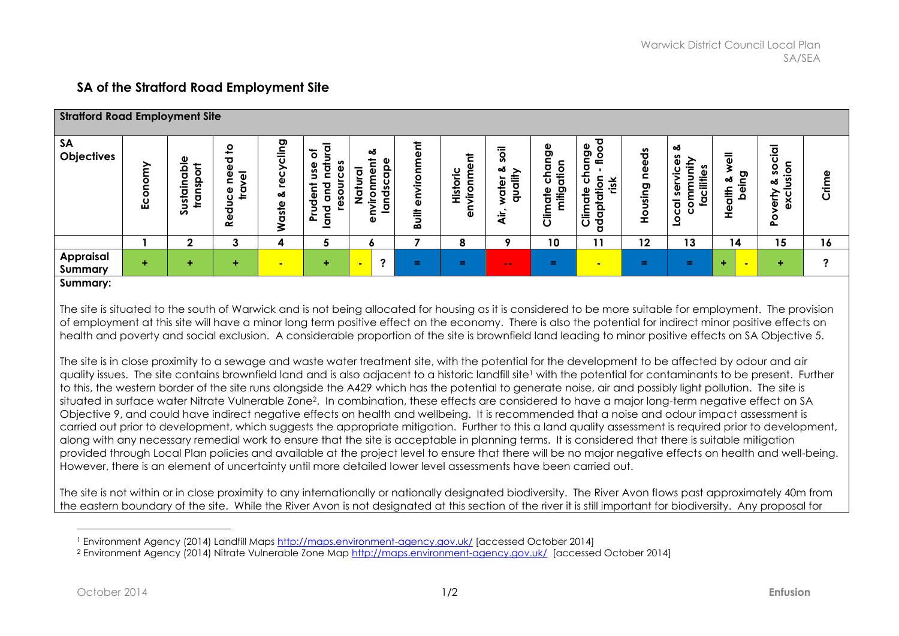## SA of the Stratford Road Employment Site

| Stratford Road Employment Site | | | | | | | | | | | | | | | | | | |
|---|---|---|---|---|---|---|---|---|---|---|---|---|---|---|---|---|---|---|
| SA Objectives | Economy | Sustainable transport | Reduce need to travel | Waste & recycling | Prudent use of land and natural resources | Natural environment & landscape | | Built environment | Historic environment | Air, water & soil quality | Climate change mitigation | Climate change adaptation - flood risk | Housing needs | Local services & community facilities | Health & well being | | Poverty & social exclusion | Crime |
| | 1 | 2 | 3 | 4 | 5 | 6 | | 7 | 8 | 9 | 10 | 11 | 12 | 13 | 14 | | 15 | 16 |
| Appraisal Summary | + | + | + | - | + | - | ? | = | = | - - | = | - | = | = | + | - | + | ? |

**Summary:**

The site is situated to the south of Warwick and is not being allocated for housing as it is considered to be more suitable for employment. The provision of employment at this site will have a minor long term positive effect on the economy. There is also the potential for indirect minor positive effects on health and poverty and social exclusion. A considerable proportion of the site is brownfield land leading to minor positive effects on SA Objective 5.

The site is in close proximity to a sewage and waste water treatment site, with the potential for the development to be affected by odour and air quality issues. The site contains brownfield land and is also adjacent to a historic landfill site[1] with the potential for contaminants to be present. Further to this, the western border of the site runs alongside the A429 which has the potential to generate noise, air and possibly light pollution. The site is situated in surface water Nitrate Vulnerable Zone[2]. In combination, these effects are considered to have a major long-term negative effect on SA Objective 9, and could have indirect negative effects on health and wellbeing. It is recommended that a noise and odour impact assessment is carried out prior to development, which suggests the appropriate mitigation. Further to this a land quality assessment is required prior to development, along with any necessary remedial work to ensure that the site is acceptable in planning terms. It is considered that there is suitable mitigation provided through Local Plan policies and available at the project level to ensure that there will be no major negative effects on health and well-being. However, there is an element of uncertainty until more detailed lower level assessments have been carried out.

The site is not within or in close proximity to any internationally or nationally designated biodiversity. The River Avon flows past approximately 40m from the eastern boundary of the site. While the River Avon is not designated at this section of the river it is still important for biodiversity. Any proposal for

---

[1] Environment Agency (2014) Landfill Maps http://maps.environment-agency.gov.uk/ [accessed October 2014]

[2] Environment Agency (2014) Nitrate Vulnerable Zone Map http://maps.environment-agency.gov.uk/ [accessed October 2014]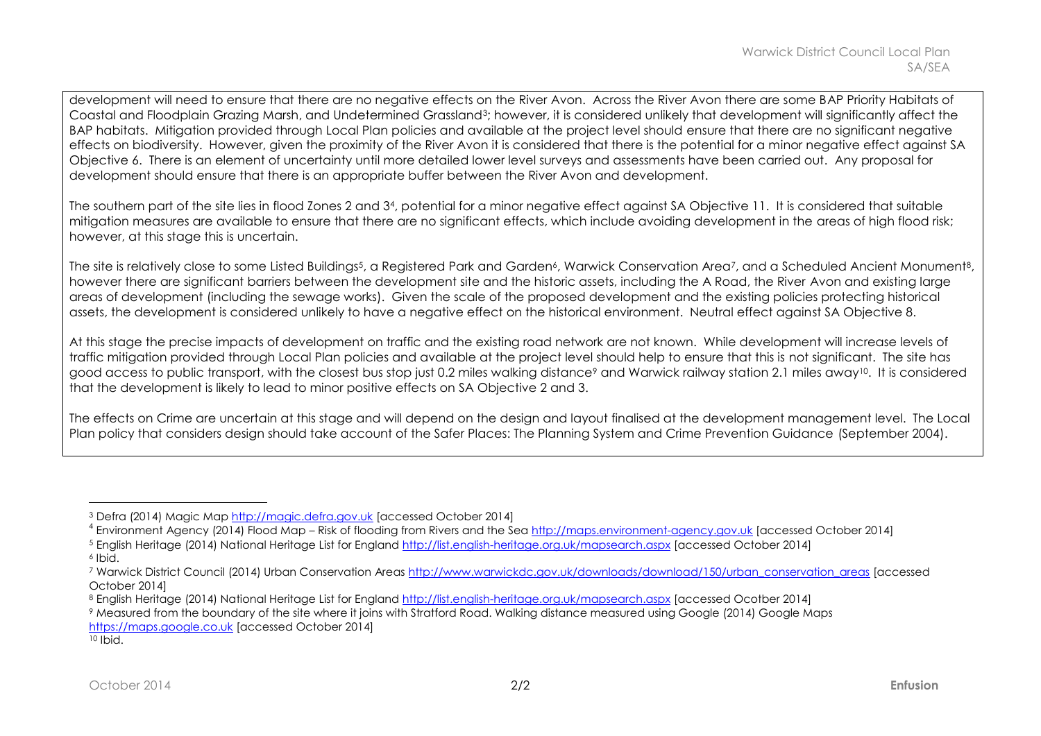development will need to ensure that there are no negative effects on the River Avon. Across the River Avon there are some BAP Priority Habitats of Coastal and Floodplain Grazing Marsh, and Undetermined Grassland[3]; however, it is considered unlikely that development will significantly affect the BAP habitats. Mitigation provided through Local Plan policies and available at the project level should ensure that there are no significant negative effects on biodiversity. However, given the proximity of the River Avon it is considered that there is the potential for a minor negative effect against SA Objective 6. There is an element of uncertainty until more detailed lower level surveys and assessments have been carried out. Any proposal for development should ensure that there is an appropriate buffer between the River Avon and development.

The southern part of the site lies in flood Zones 2 and 3[4], potential for a minor negative effect against SA Objective 11. It is considered that suitable mitigation measures are available to ensure that there are no significant effects, which include avoiding development in the areas of high flood risk; however, at this stage this is uncertain.

The site is relatively close to some Listed Buildings[5], a Registered Park and Garden[6], Warwick Conservation Area[7], and a Scheduled Ancient Monument[8], however there are significant barriers between the development site and the historic assets, including the A Road, the River Avon and existing large areas of development (including the sewage works). Given the scale of the proposed development and the existing policies protecting historical assets, the development is considered unlikely to have a negative effect on the historical environment. Neutral effect against SA Objective 8.

At this stage the precise impacts of development on traffic and the existing road network are not known. While development will increase levels of traffic mitigation provided through Local Plan policies and available at the project level should help to ensure that this is not significant. The site has good access to public transport, with the closest bus stop just 0.2 miles walking distance[9] and Warwick railway station 2.1 miles away[10]. It is considered that the development is likely to lead to minor positive effects on SA Objective 2 and 3.

The effects on Crime are uncertain at this stage and will depend on the design and layout finalised at the development management level. The Local Plan policy that considers design should take account of the Safer Places: The Planning System and Crime Prevention Guidance (September 2004).

---

[3] Defra (2014) Magic Map http://magic.defra.gov.uk [accessed October 2014]

[4] Environment Agency (2014) Flood Map – Risk of flooding from Rivers and the Sea http://maps.environment-agency.gov.uk [accessed October 2014]

[5] English Heritage (2014) National Heritage List for England http://list.english-heritage.org.uk/mapsearch.aspx [accessed October 2014]

[6] Ibid.

[7] Warwick District Council (2014) Urban Conservation Areas http://www.warwickdc.gov.uk/downloads/download/150/urban_conservation_areas [accessed October 2014]

[8] English Heritage (2014) National Heritage List for England http://list.english-heritage.org.uk/mapsearch.aspx [accessed Ocotber 2014]

[9] Measured from the boundary of the site where it joins with Stratford Road. Walking distance measured using Google (2014) Google Maps https://maps.google.co.uk [accessed October 2014]

[10] Ibid.